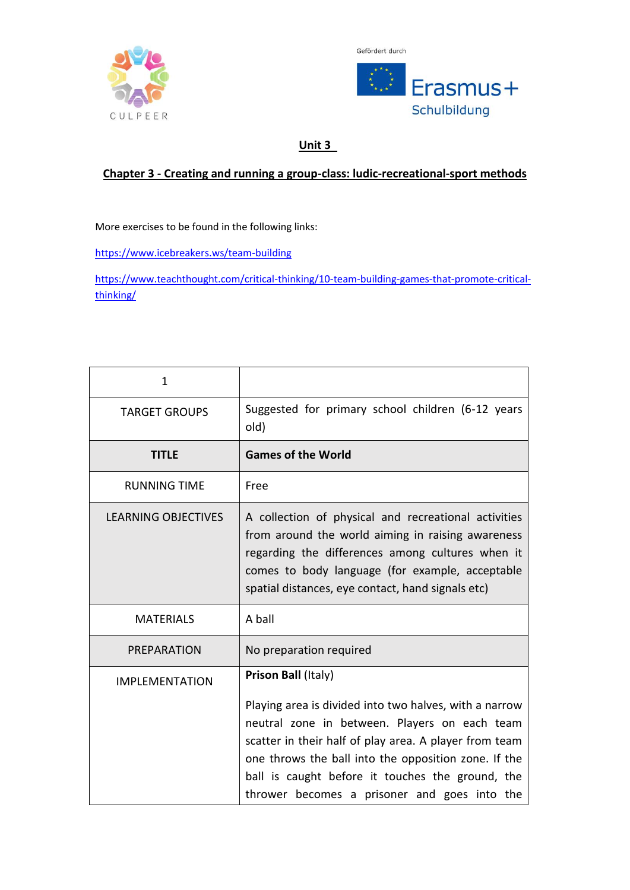CULPEER

Gefördert durch

Erasmus+
Schulbildung

# Unit 3

## Chapter 3 - Creating and running a group-class: ludic-recreational-sport methods

More exercises to be found in the following links:

https://www.icebreakers.ws/team-building

https://www.teachthought.com/critical-thinking/10-team-building-games-that-promote-critical-thinking/

| 1 | |
|---|---|
| TARGET GROUPS | Suggested for primary school children (6-12 years old) |
| **TITLE** | **Games of the World** |
| RUNNING TIME | Free |
| LEARNING OBJECTIVES | A collection of physical and recreational activities from around the world aiming in raising awareness regarding the differences among cultures when it comes to body language (for example, acceptable spatial distances, eye contact, hand signals etc) |
| MATERIALS | A ball |
| PREPARATION | No preparation required |
| IMPLEMENTATION | **Prison Ball** (Italy)<br><br>Playing area is divided into two halves, with a narrow neutral zone in between. Players on each team scatter in their half of play area. A player from team one throws the ball into the opposition zone. If the ball is caught before it touches the ground, the thrower becomes a prisoner and goes into the |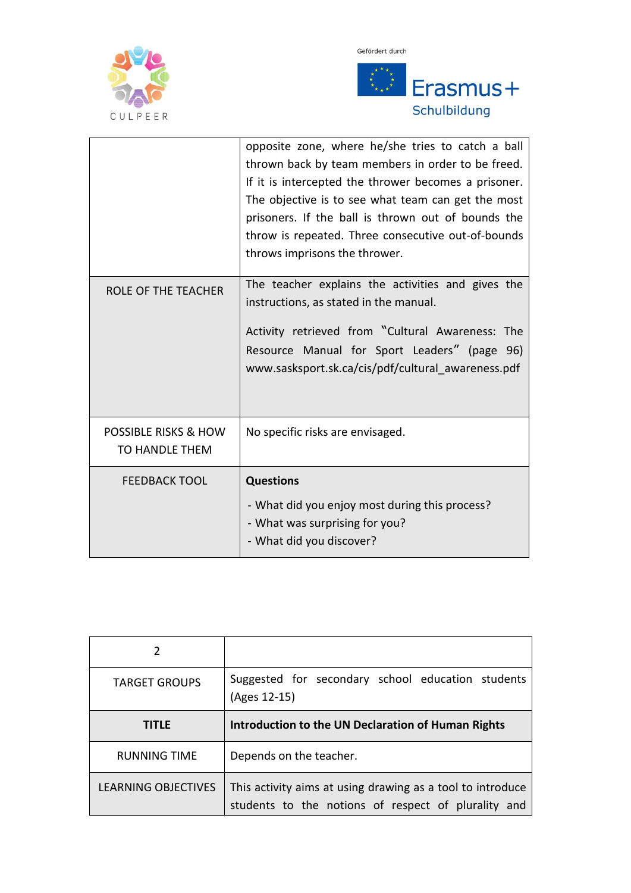|  |  |
|---|---|
|  | opposite zone, where he/she tries to catch a ball thrown back by team members in order to be freed. If it is intercepted the thrower becomes a prisoner. The objective is to see what team can get the most prisoners. If the ball is thrown out of bounds the throw is repeated. Three consecutive out-of-bounds throws imprisons the thrower. |
| ROLE OF THE TEACHER | The teacher explains the activities and gives the instructions, as stated in the manual.<br><br>Activity retrieved from "Cultural Awareness: The Resource Manual for Sport Leaders" (page 96) www.sasksport.sk.ca/cis/pdf/cultural_awareness.pdf |
| POSSIBLE RISKS & HOW TO HANDLE THEM | No specific risks are envisaged. |
| FEEDBACK TOOL | **Questions**<br>- What did you enjoy most during this process?<br>- What was surprising for you?<br>- What did you discover? |

| 2 |  |
|---|---|
| TARGET GROUPS | Suggested for secondary school education students (Ages 12-15) |
| **TITLE** | **Introduction to the UN Declaration of Human Rights** |
| RUNNING TIME | Depends on the teacher. |
| LEARNING OBJECTIVES | This activity aims at using drawing as a tool to introduce students to the notions of respect of plurality and |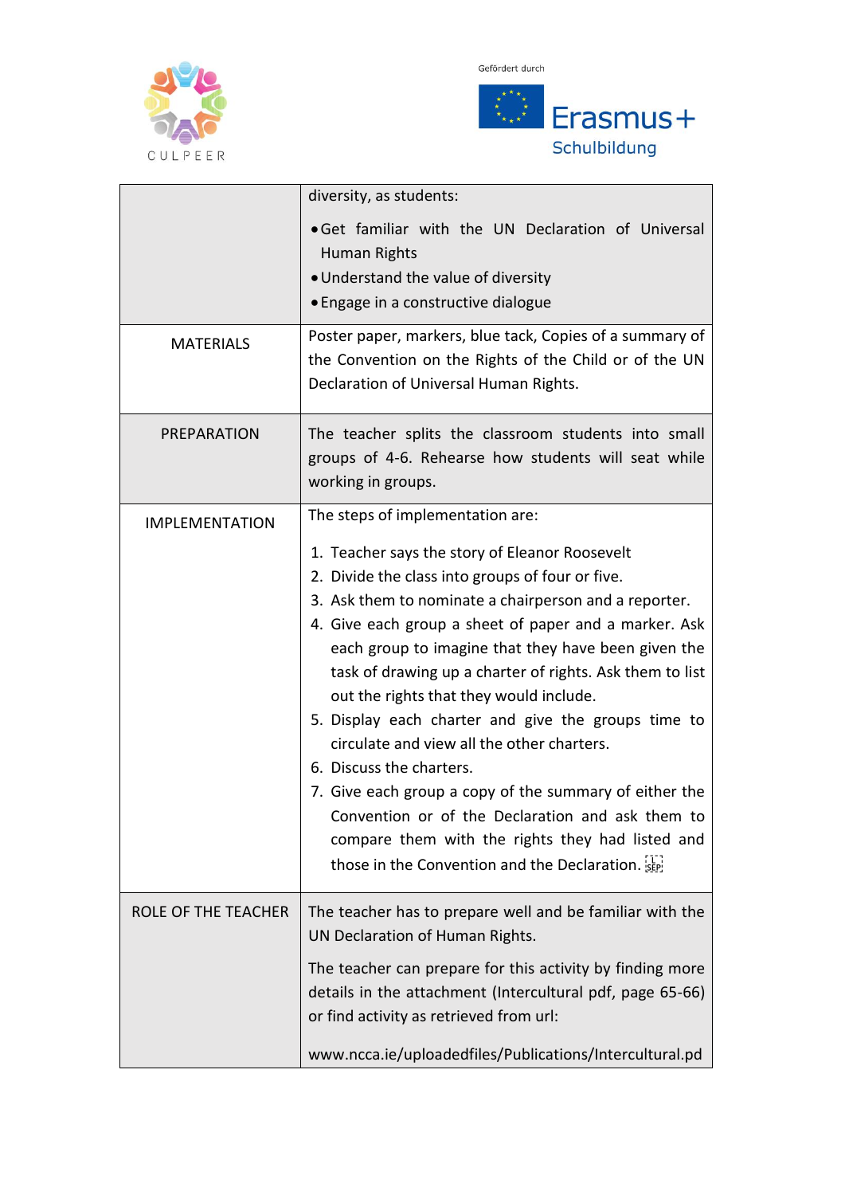| | |
|---|---|
| | diversity, as students:<br><br>• Get familiar with the UN Declaration of Universal Human Rights<br>• Understand the value of diversity<br>• Engage in a constructive dialogue |
| MATERIALS | Poster paper, markers, blue tack, Copies of a summary of the Convention on the Rights of the Child or of the UN Declaration of Universal Human Rights. |
| PREPARATION | The teacher splits the classroom students into small groups of 4-6. Rehearse how students will seat while working in groups. |
| IMPLEMENTATION | The steps of implementation are:<br><br>1. Teacher says the story of Eleanor Roosevelt<br>2. Divide the class into groups of four or five.<br>3. Ask them to nominate a chairperson and a reporter.<br>4. Give each group a sheet of paper and a marker. Ask each group to imagine that they have been given the task of drawing up a charter of rights. Ask them to list out the rights that they would include.<br>5. Display each charter and give the groups time to circulate and view all the other charters.<br>6. Discuss the charters.<br>7. Give each group a copy of the summary of either the Convention or of the Declaration and ask them to compare them with the rights they had listed and those in the Convention and the Declaration. |
| ROLE OF THE TEACHER | The teacher has to prepare well and be familiar with the UN Declaration of Human Rights.<br><br>The teacher can prepare for this activity by finding more details in the attachment (Intercultural pdf, page 65-66) or find activity as retrieved from url:<br><br>www.ncca.ie/uploadedfiles/Publications/Intercultural.pd |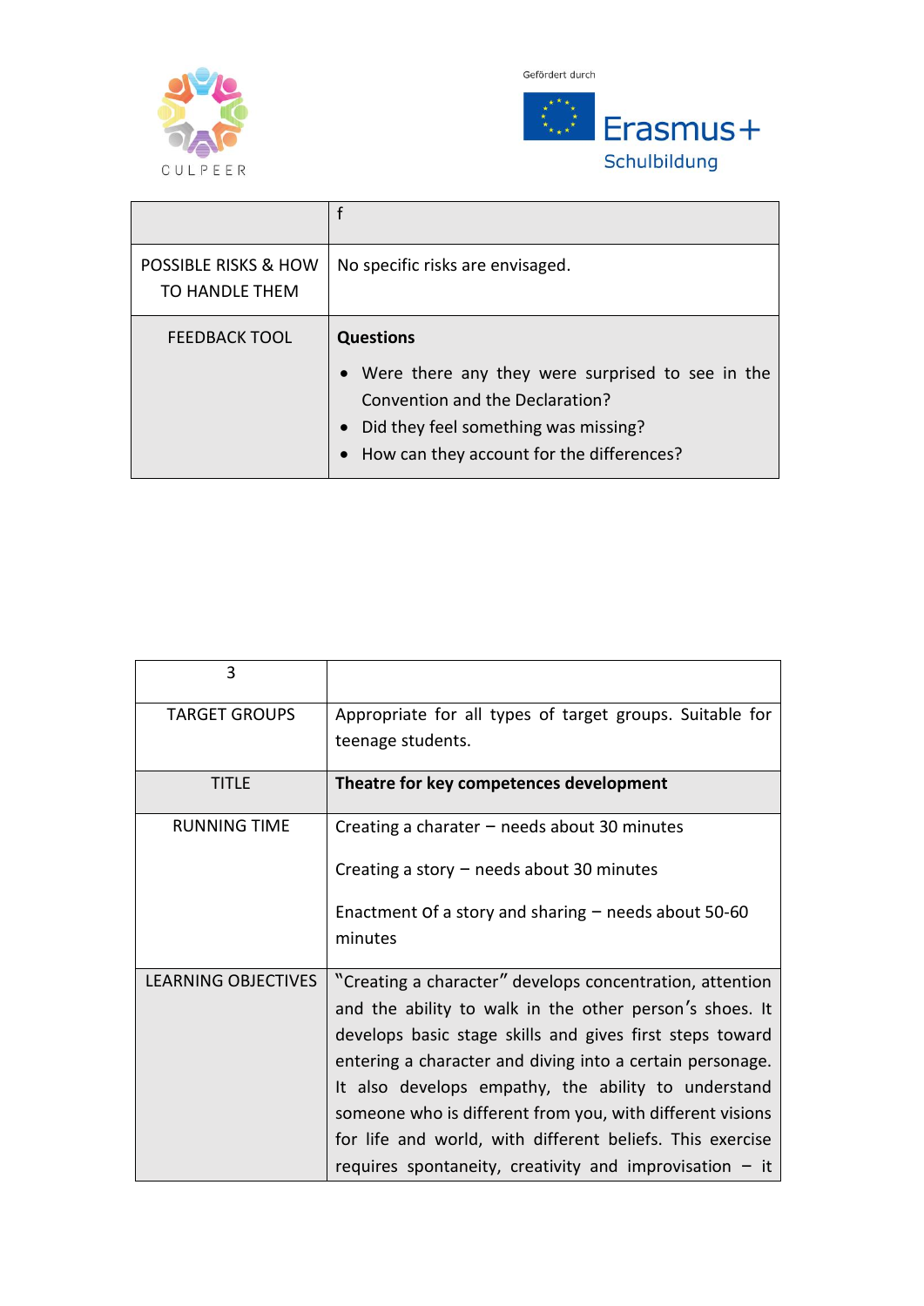| | f |
|---|---|
| POSSIBLE RISKS & HOW TO HANDLE THEM | No specific risks are envisaged. |
| FEEDBACK TOOL | **Questions**<br>• Were there any they were surprised to see in the Convention and the Declaration?<br>• Did they feel something was missing?<br>• How can they account for the differences? |

| 3 | |
|---|---|
| TARGET GROUPS | Appropriate for all types of target groups. Suitable for teenage students. |
| TITLE | **Theatre for key competences development** |
| RUNNING TIME | Creating a charater – needs about 30 minutes<br><br>Creating a story – needs about 30 minutes<br><br>Enactment 0f a story and sharing – needs about 50-60 minutes |
| LEARNING OBJECTIVES | "Creating a character" develops concentration, attention and the ability to walk in the other person's shoes. It develops basic stage skills and gives first steps toward entering a character and diving into a certain personage. It also develops empathy, the ability to understand someone who is different from you, with different visions for life and world, with different beliefs. This exercise requires spontaneity, creativity and improvisation – it |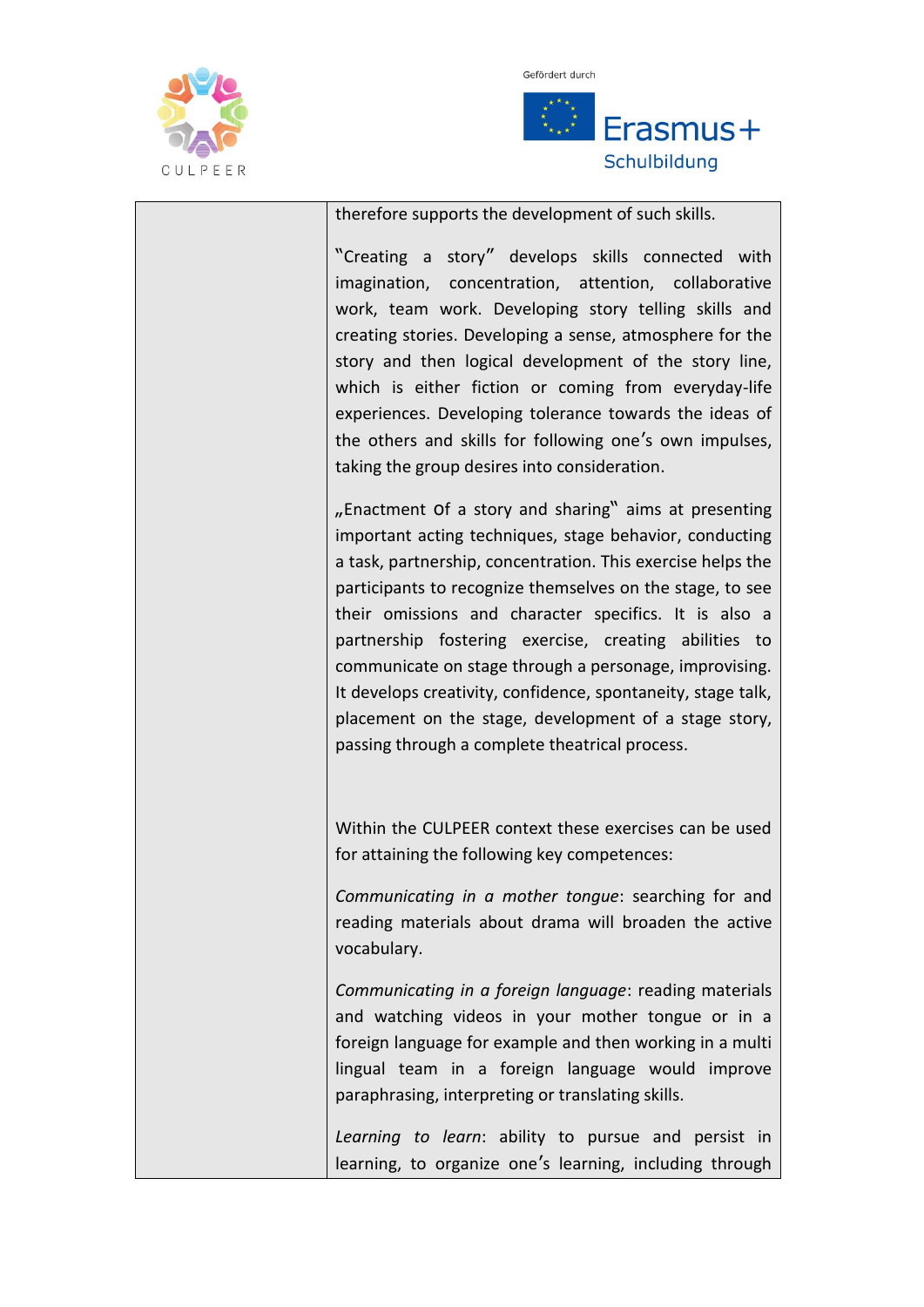| | therefore supports the development of such skills.<br><br>"Creating a story" develops skills connected with imagination, concentration, attention, collaborative work, team work. Developing story telling skills and creating stories. Developing a sense, atmosphere for the story and then logical development of the story line, which is either fiction or coming from everyday-life experiences. Developing tolerance towards the ideas of the others and skills for following one's own impulses, taking the group desires into consideration.<br><br>„Enactment of a story and sharing" aims at presenting important acting techniques, stage behavior, conducting a task, partnership, concentration. This exercise helps the participants to recognize themselves on the stage, to see their omissions and character specifics. It is also a partnership fostering exercise, creating abilities to communicate on stage through a personage, improvising. It develops creativity, confidence, spontaneity, stage talk, placement on the stage, development of a stage story, passing through a complete theatrical process.<br><br>Within the CULPEER context these exercises can be used for attaining the following key competences:<br><br>*Communicating in a mother tongue*: searching for and reading materials about drama will broaden the active vocabulary.<br><br>*Communicating in a foreign language*: reading materials and watching videos in your mother tongue or in a foreign language for example and then working in a multi lingual team in a foreign language would improve paraphrasing, interpreting or translating skills.<br><br>*Learning to learn*: ability to pursue and persist in learning, to organize one's learning, including through |
|---|---|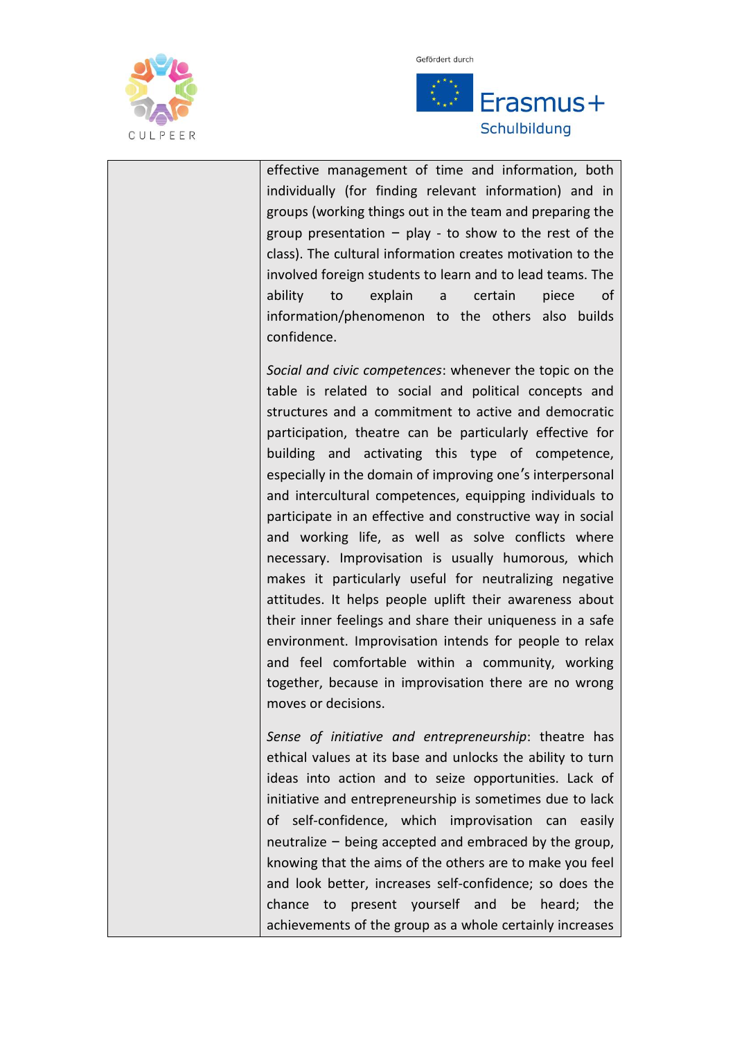| | |
|---|---|
| | effective management of time and information, both individually (for finding relevant information) and in groups (working things out in the team and preparing the group presentation – play - to show to the rest of the class). The cultural information creates motivation to the involved foreign students to learn and to lead teams. The ability to explain a certain piece of information/phenomenon to the others also builds confidence.<br><br>*Social and civic competences*: whenever the topic on the table is related to social and political concepts and structures and a commitment to active and democratic participation, theatre can be particularly effective for building and activating this type of competence, especially in the domain of improving one's interpersonal and intercultural competences, equipping individuals to participate in an effective and constructive way in social and working life, as well as solve conflicts where necessary. Improvisation is usually humorous, which makes it particularly useful for neutralizing negative attitudes. It helps people uplift their awareness about their inner feelings and share their uniqueness in a safe environment. Improvisation intends for people to relax and feel comfortable within a community, working together, because in improvisation there are no wrong moves or decisions.<br><br>*Sense of initiative and entrepreneurship*: theatre has ethical values at its base and unlocks the ability to turn ideas into action and to seize opportunities. Lack of initiative and entrepreneurship is sometimes due to lack of self-confidence, which improvisation can easily neutralize – being accepted and embraced by the group, knowing that the aims of the others are to make you feel and look better, increases self-confidence; so does the chance to present yourself and be heard; the achievements of the group as a whole certainly increases |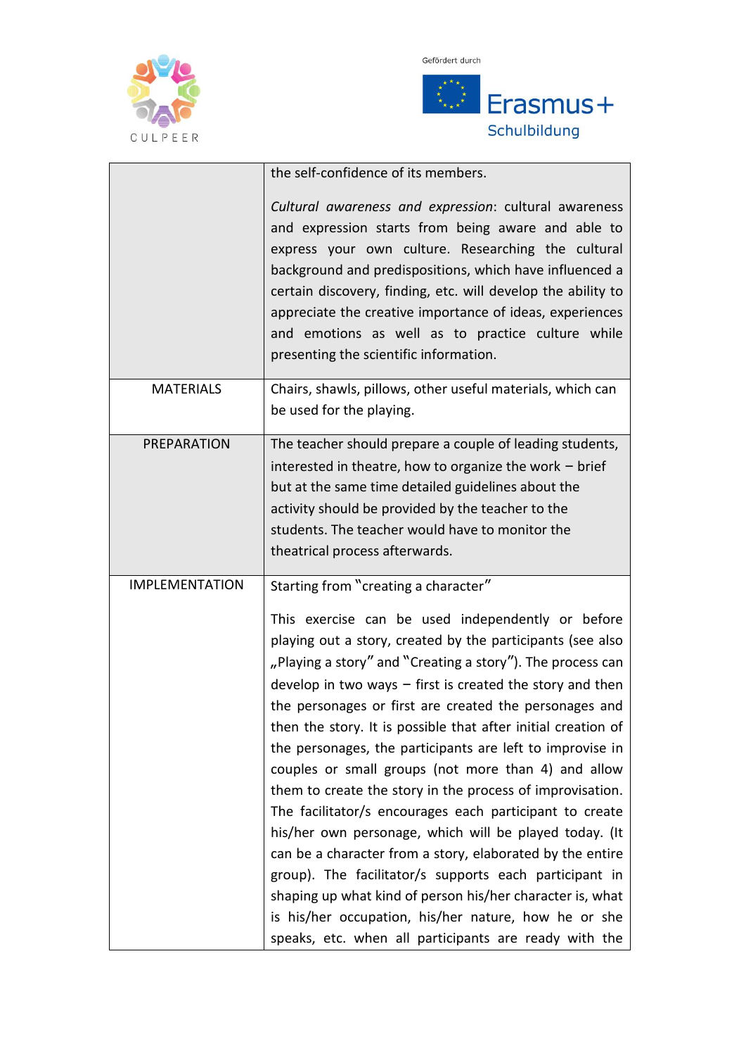|  |  |
|---|---|
|  | the self-confidence of its members.<br><br>*Cultural awareness and expression*: cultural awareness and expression starts from being aware and able to express your own culture. Researching the cultural background and predispositions, which have influenced a certain discovery, finding, etc. will develop the ability to appreciate the creative importance of ideas, experiences and emotions as well as to practice culture while presenting the scientific information. |
| MATERIALS | Chairs, shawls, pillows, other useful materials, which can be used for the playing. |
| PREPARATION | The teacher should prepare a couple of leading students, interested in theatre, how to organize the work – brief but at the same time detailed guidelines about the activity should be provided by the teacher to the students. The teacher would have to monitor the theatrical process afterwards. |
| IMPLEMENTATION | Starting from "creating a character"<br><br>This exercise can be used independently or before playing out a story, created by the participants (see also „Playing a story" and "Creating a story"). The process can develop in two ways – first is created the story and then the personages or first are created the personages and then the story. It is possible that after initial creation of the personages, the participants are left to improvise in couples or small groups (not more than 4) and allow them to create the story in the process of improvisation. The facilitator/s encourages each participant to create his/her own personage, which will be played today. (It can be a character from a story, elaborated by the entire group). The facilitator/s supports each participant in shaping up what kind of person his/her character is, what is his/her occupation, his/her nature, how he or she speaks, etc. when all participants are ready with the |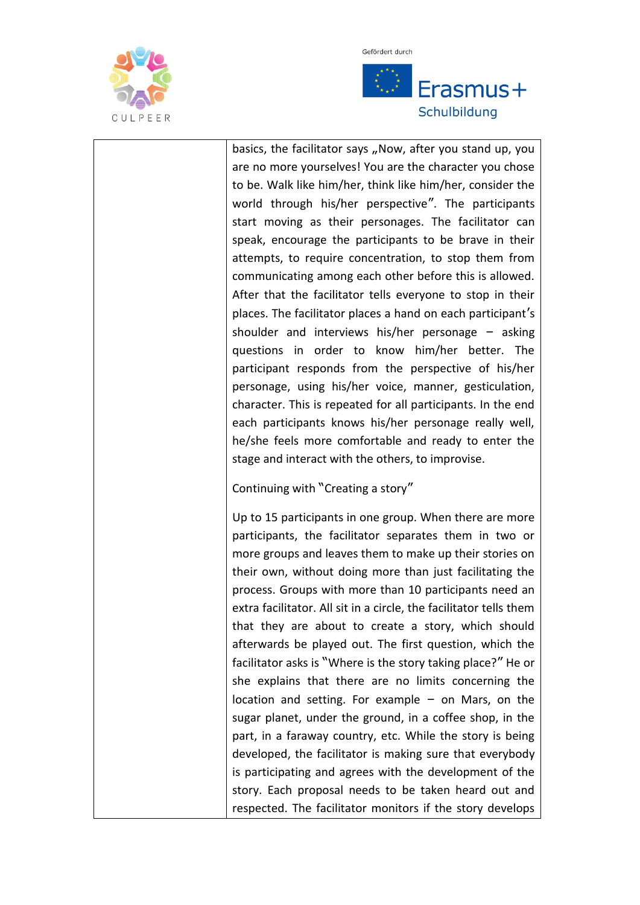| | basics, the facilitator says „Now, after you stand up, you are no more yourselves! You are the character you chose to be. Walk like him/her, think like him/her, consider the world through his/her perspective". The participants start moving as their personages. The facilitator can speak, encourage the participants to be brave in their attempts, to require concentration, to stop them from communicating among each other before this is allowed. After that the facilitator tells everyone to stop in their places. The facilitator places a hand on each participant's shoulder and interviews his/her personage – asking questions in order to know him/her better. The participant responds from the perspective of his/her personage, using his/her voice, manner, gesticulation, character. This is repeated for all participants. In the end each participants knows his/her personage really well, he/she feels more comfortable and ready to enter the stage and interact with the others, to improvise.<br><br>Continuing with "Creating a story"<br><br>Up to 15 participants in one group. When there are more participants, the facilitator separates them in two or more groups and leaves them to make up their stories on their own, without doing more than just facilitating the process. Groups with more than 10 participants need an extra facilitator. All sit in a circle, the facilitator tells them that they are about to create a story, which should afterwards be played out. The first question, which the facilitator asks is "Where is the story taking place?" He or she explains that there are no limits concerning the location and setting. For example – on Mars, on the sugar planet, under the ground, in a coffee shop, in the part, in a faraway country, etc. While the story is being developed, the facilitator is making sure that everybody is participating and agrees with the development of the story. Each proposal needs to be taken heard out and respected. The facilitator monitors if the story develops |
|---|---|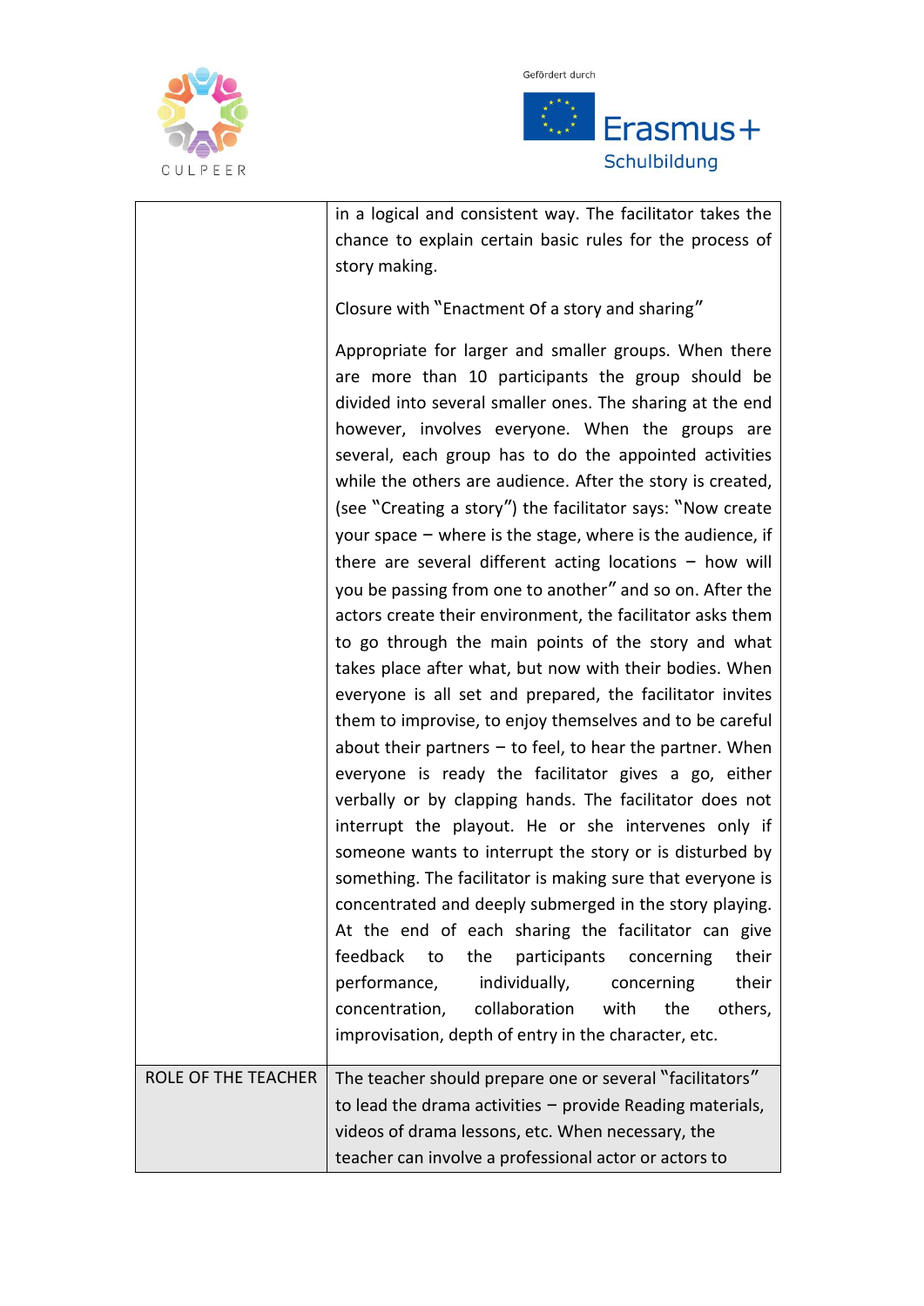| | |
|---|---|
| | in a logical and consistent way. The facilitator takes the chance to explain certain basic rules for the process of story making.<br><br>Closure with "Enactment of a story and sharing"<br><br>Appropriate for larger and smaller groups. When there are more than 10 participants the group should be divided into several smaller ones. The sharing at the end however, involves everyone. When the groups are several, each group has to do the appointed activities while the others are audience. After the story is created, (see "Creating a story") the facilitator says: "Now create your space – where is the stage, where is the audience, if there are several different acting locations – how will you be passing from one to another" and so on. After the actors create their environment, the facilitator asks them to go through the main points of the story and what takes place after what, but now with their bodies. When everyone is all set and prepared, the facilitator invites them to improvise, to enjoy themselves and to be careful about their partners – to feel, to hear the partner. When everyone is ready the facilitator gives a go, either verbally or by clapping hands. The facilitator does not interrupt the playout. He or she intervenes only if someone wants to interrupt the story or is disturbed by something. The facilitator is making sure that everyone is concentrated and deeply submerged in the story playing. At the end of each sharing the facilitator can give feedback to the participants concerning their performance, individually, concerning their concentration, collaboration with the others, improvisation, depth of entry in the character, etc. |
| ROLE OF THE TEACHER | The teacher should prepare one or several "facilitators" to lead the drama activities – provide Reading materials, videos of drama lessons, etc. When necessary, the teacher can involve a professional actor or actors to |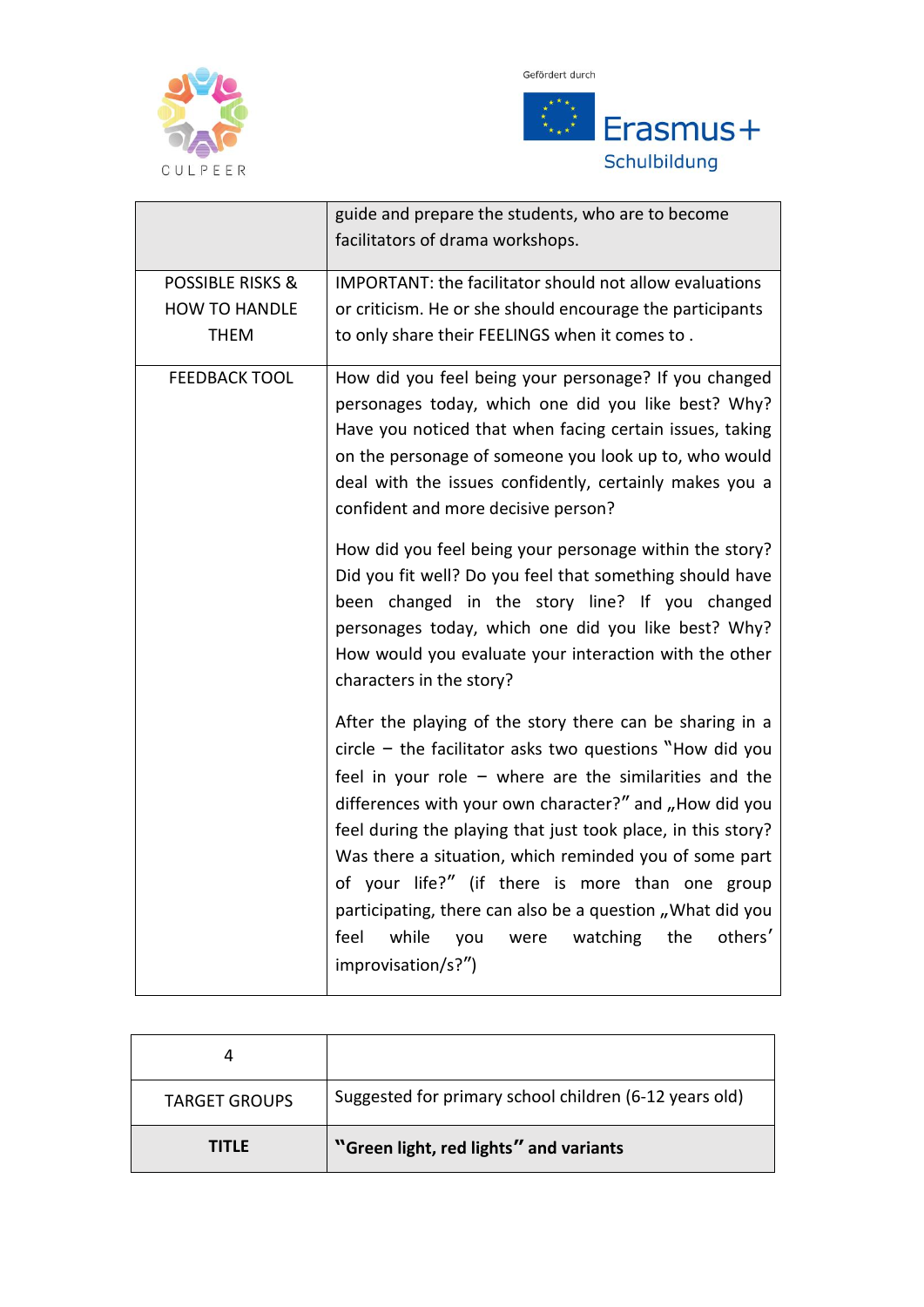|  |  |
|---|---|
|  | guide and prepare the students, who are to become facilitators of drama workshops. |
| POSSIBLE RISKS & HOW TO HANDLE THEM | IMPORTANT: the facilitator should not allow evaluations or criticism. He or she should encourage the participants to only share their FEELINGS when it comes to . |
| FEEDBACK TOOL | How did you feel being your personage? If you changed personages today, which one did you like best? Why? Have you noticed that when facing certain issues, taking on the personage of someone you look up to, who would deal with the issues confidently, certainly makes you a confident and more decisive person?<br><br>How did you feel being your personage within the story? Did you fit well? Do you feel that something should have been changed in the story line? If you changed personages today, which one did you like best? Why? How would you evaluate your interaction with the other characters in the story?<br><br>After the playing of the story there can be sharing in a circle – the facilitator asks two questions "How did you feel in your role – where are the similarities and the differences with your own character?" and „How did you feel during the playing that just took place, in this story? Was there a situation, which reminded you of some part of your life?" (if there is more than one group participating, there can also be a question „What did you feel while you were watching the others' improvisation/s?") |

| 4 |  |
|---|---|
| TARGET GROUPS | Suggested for primary school children (6-12 years old) |
| **TITLE** | **"Green light, red lights" and variants** |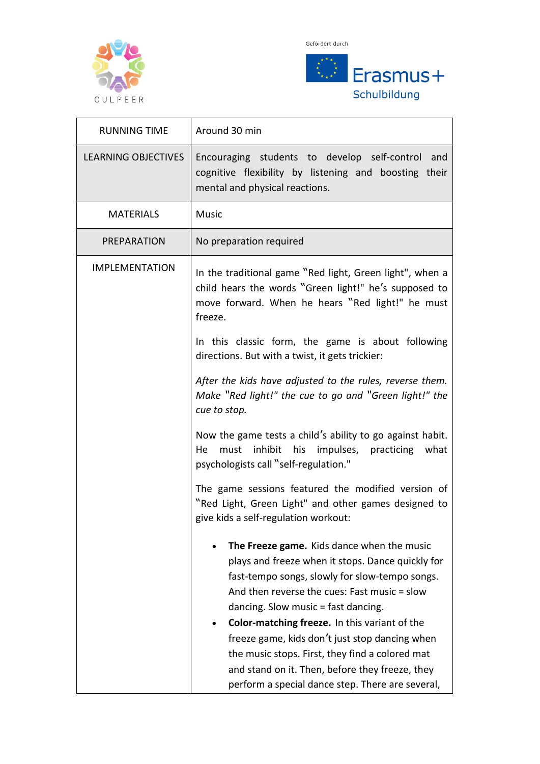Gefördert durch

Erasmus+ Schulbildung

| RUNNING TIME | Around 30 min |
|---|---|
| LEARNING OBJECTIVES | Encouraging students to develop self-control and cognitive flexibility by listening and boosting their mental and physical reactions. |
| MATERIALS | Music |
| PREPARATION | No preparation required |
| IMPLEMENTATION | In the traditional game "Red light, Green light", when a child hears the words "Green light!" he's supposed to move forward. When he hears "Red light!" he must freeze.<br><br>In this classic form, the game is about following directions. But with a twist, it gets trickier:<br><br>*After the kids have adjusted to the rules, reverse them. Make "Red light!" the cue to go and "Green light!" the cue to stop.*<br><br>Now the game tests a child's ability to go against habit. He must inhibit his impulses, practicing what psychologists call "self-regulation."<br><br>The game sessions featured the modified version of "Red Light, Green Light" and other games designed to give kids a self-regulation workout:<br><br>• **The Freeze game.** Kids dance when the music plays and freeze when it stops. Dance quickly for fast-tempo songs, slowly for slow-tempo songs. And then reverse the cues: Fast music = slow dancing. Slow music = fast dancing.<br>• **Color-matching freeze.** In this variant of the freeze game, kids don't just stop dancing when the music stops. First, they find a colored mat and stand on it. Then, before they freeze, they perform a special dance step. There are several, |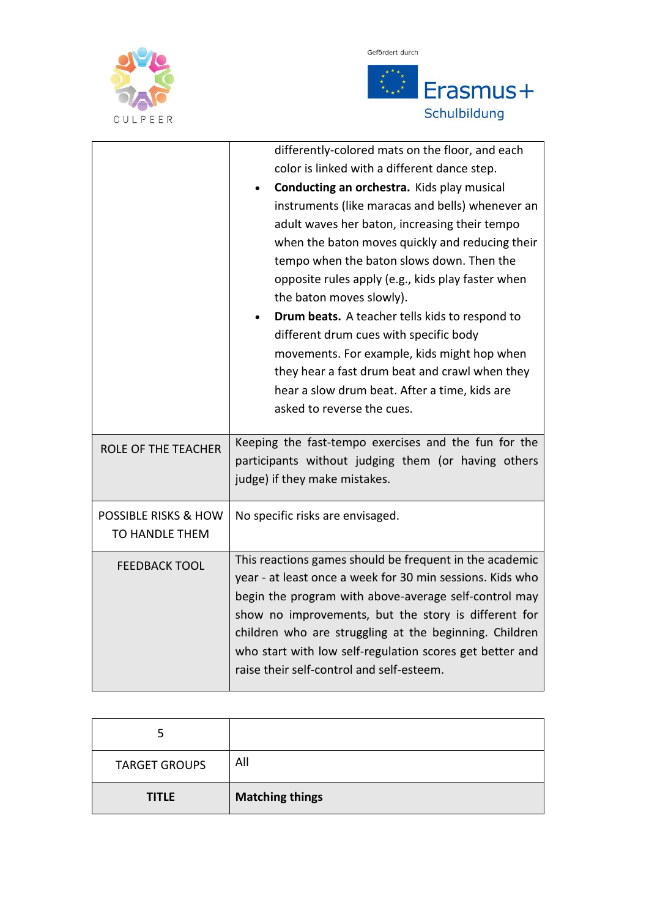| | |
|---|---|
| | differently-colored mats on the floor, and each color is linked with a different dance step.<br>• **Conducting an orchestra.** Kids play musical instruments (like maracas and bells) whenever an adult waves her baton, increasing their tempo when the baton moves quickly and reducing their tempo when the baton slows down. Then the opposite rules apply (e.g., kids play faster when the baton moves slowly).<br>• **Drum beats.** A teacher tells kids to respond to different drum cues with specific body movements. For example, kids might hop when they hear a fast drum beat and crawl when they hear a slow drum beat. After a time, kids are asked to reverse the cues. |
| ROLE OF THE TEACHER | Keeping the fast-tempo exercises and the fun for the participants without judging them (or having others judge) if they make mistakes. |
| POSSIBLE RISKS & HOW TO HANDLE THEM | No specific risks are envisaged. |
| FEEDBACK TOOL | This reactions games should be frequent in the academic year - at least once a week for 30 min sessions. Kids who begin the program with above-average self-control may show no improvements, but the story is different for children who are struggling at the beginning. Children who start with low self-regulation scores get better and raise their self-control and self-esteem. |

| 5 | |
|---|---|
| TARGET GROUPS | All |
| **TITLE** | **Matching things** |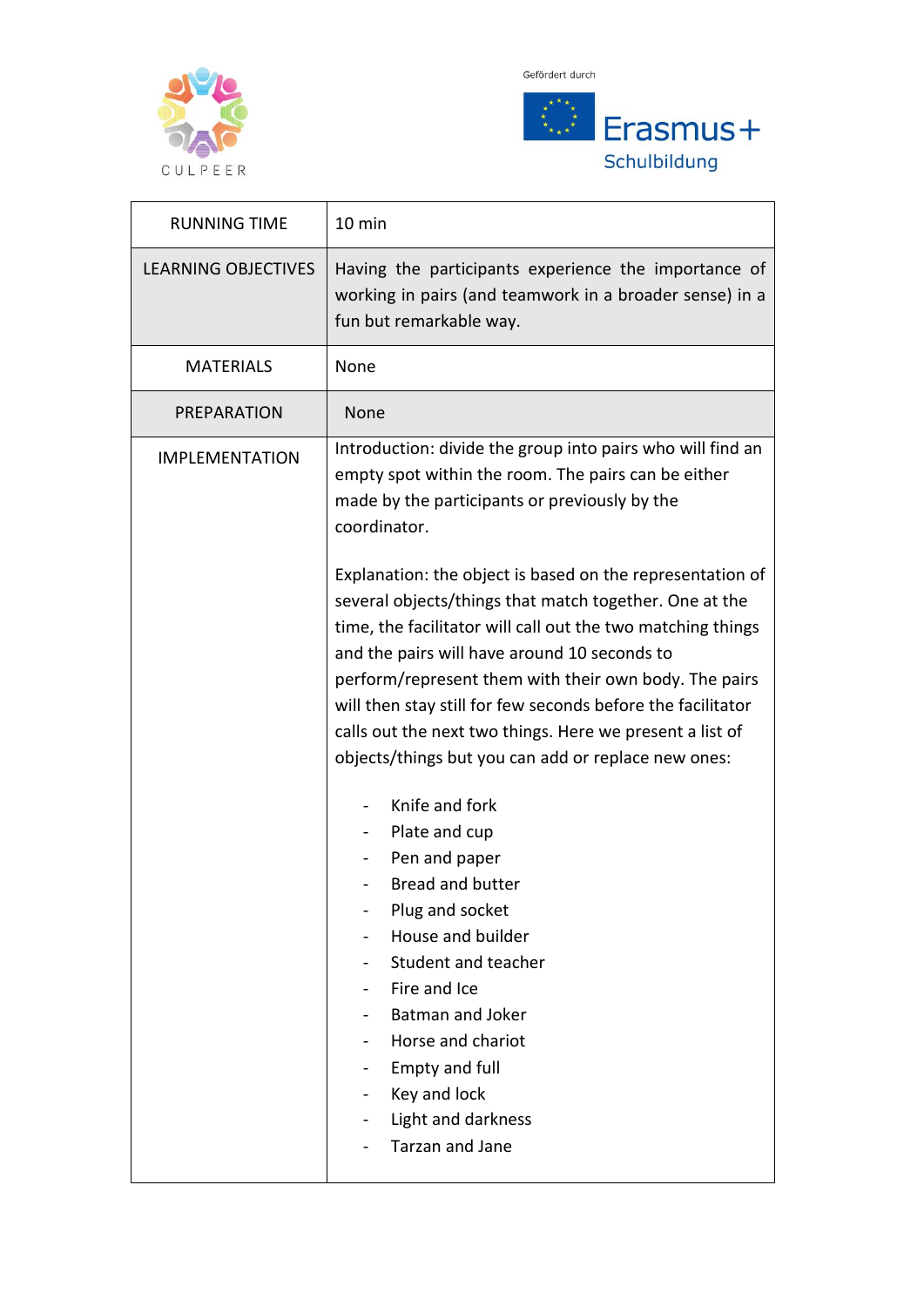CULPEER

Gefördert durch

Erasmus+
Schulbildung

| RUNNING TIME | 10 min |
|---|---|
| LEARNING OBJECTIVES | Having the participants experience the importance of working in pairs (and teamwork in a broader sense) in a fun but remarkable way. |
| MATERIALS | None |
| PREPARATION | None |
| IMPLEMENTATION | Introduction: divide the group into pairs who will find an empty spot within the room. The pairs can be either made by the participants or previously by the coordinator.<br><br>Explanation: the object is based on the representation of several objects/things that match together. One at the time, the facilitator will call out the two matching things and the pairs will have around 10 seconds to perform/represent them with their own body. The pairs will then stay still for few seconds before the facilitator calls out the next two things. Here we present a list of objects/things but you can add or replace new ones:<br><br>- Knife and fork<br>- Plate and cup<br>- Pen and paper<br>- Bread and butter<br>- Plug and socket<br>- House and builder<br>- Student and teacher<br>- Fire and Ice<br>- Batman and Joker<br>- Horse and chariot<br>- Empty and full<br>- Key and lock<br>- Light and darkness<br>- Tarzan and Jane |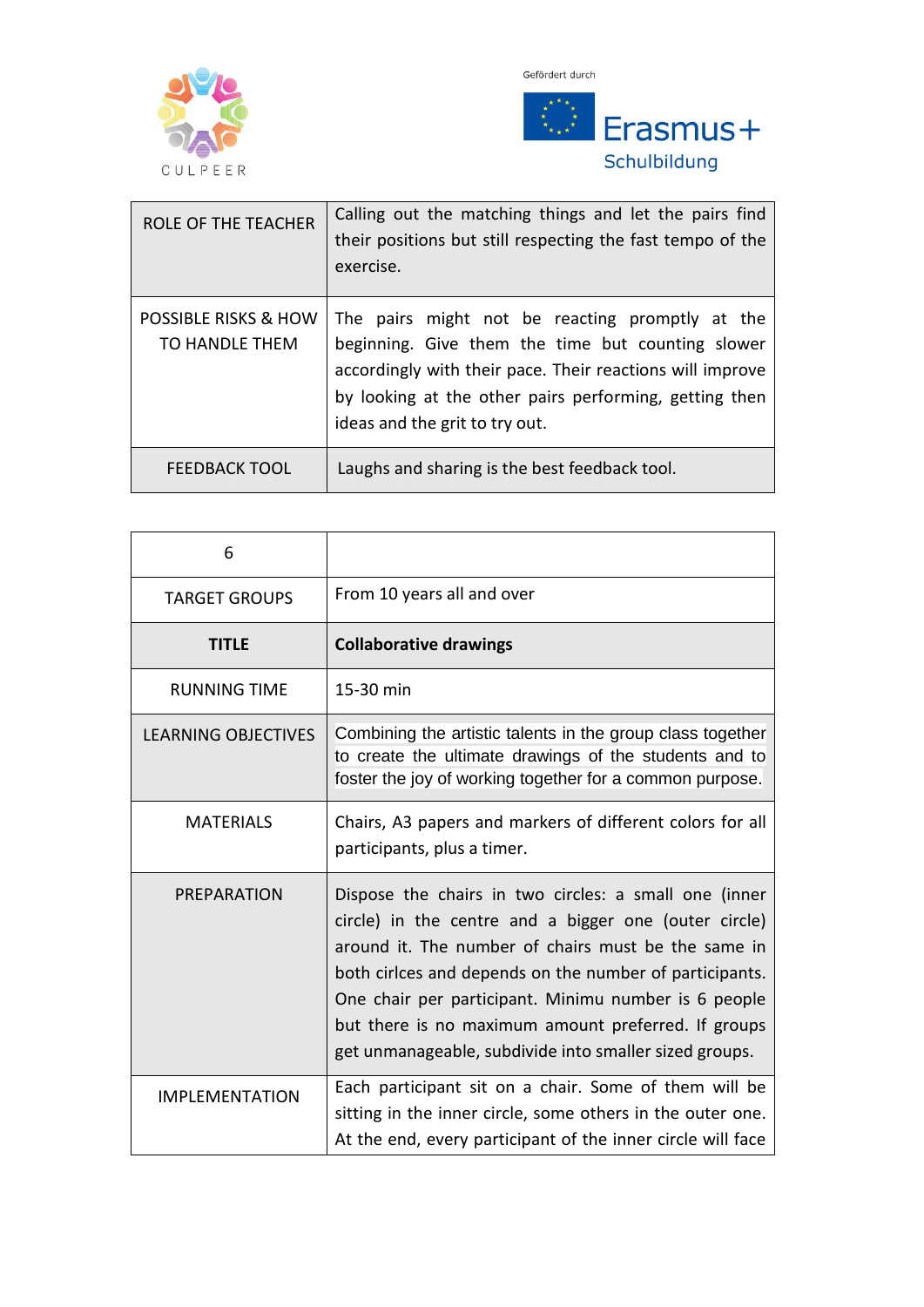| ROLE OF THE TEACHER | Calling out the matching things and let the pairs find their positions but still respecting the fast tempo of the exercise. |
| --- | --- |
| POSSIBLE RISKS & HOW TO HANDLE THEM | The pairs might not be reacting promptly at the beginning. Give them the time but counting slower accordingly with their pace. Their reactions will improve by looking at the other pairs performing, getting then ideas and the grit to try out. |
| FEEDBACK TOOL | Laughs and sharing is the best feedback tool. |

| 6 | |
| --- | --- |
| TARGET GROUPS | From 10 years all and over |
| **TITLE** | **Collaborative drawings** |
| RUNNING TIME | 15-30 min |
| LEARNING OBJECTIVES | Combining the artistic talents in the group class together to create the ultimate drawings of the students and to foster the joy of working together for a common purpose. |
| MATERIALS | Chairs, A3 papers and markers of different colors for all participants, plus a timer. |
| PREPARATION | Dispose the chairs in two circles: a small one (inner circle) in the centre and a bigger one (outer circle) around it. The number of chairs must be the same in both cirlces and depends on the number of participants. One chair per participant. Minimu number is 6 people but there is no maximum amount preferred. If groups get unmanageable, subdivide into smaller sized groups. |
| IMPLEMENTATION | Each participant sit on a chair. Some of them will be sitting in the inner circle, some others in the outer one. At the end, every participant of the inner circle will face |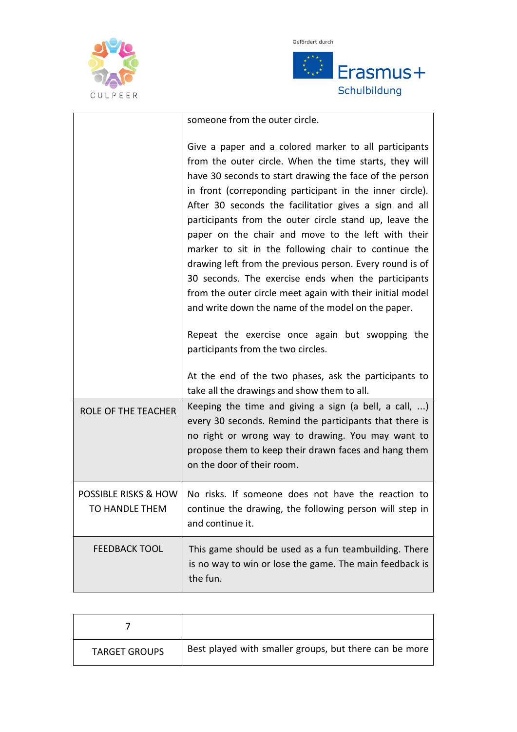| | |
|---|---|
| | someone from the outer circle.<br><br>Give a paper and a colored marker to all participants from the outer circle. When the time starts, they will have 30 seconds to start drawing the face of the person in front (correponding participant in the inner circle). After 30 seconds the facilitatior gives a sign and all participants from the outer circle stand up, leave the paper on the chair and move to the left with their marker to sit in the following chair to continue the drawing left from the previous person. Every round is of 30 seconds. The exercise ends when the participants from the outer circle meet again with their initial model and write down the name of the model on the paper.<br><br>Repeat the exercise once again but swopping the participants from the two circles.<br><br>At the end of the two phases, ask the participants to take all the drawings and show them to all. |
| ROLE OF THE TEACHER | Keeping the time and giving a sign (a bell, a call, ...) every 30 seconds. Remind the participants that there is no right or wrong way to drawing. You may want to propose them to keep their drawn faces and hang them on the door of their room. |
| POSSIBLE RISKS & HOW TO HANDLE THEM | No risks. If someone does not have the reaction to continue the drawing, the following person will step in and continue it. |
| FEEDBACK TOOL | This game should be used as a fun teambuilding. There is no way to win or lose the game. The main feedback is the fun. |

| 7 | |
|---|---|
| TARGET GROUPS | Best played with smaller groups, but there can be more |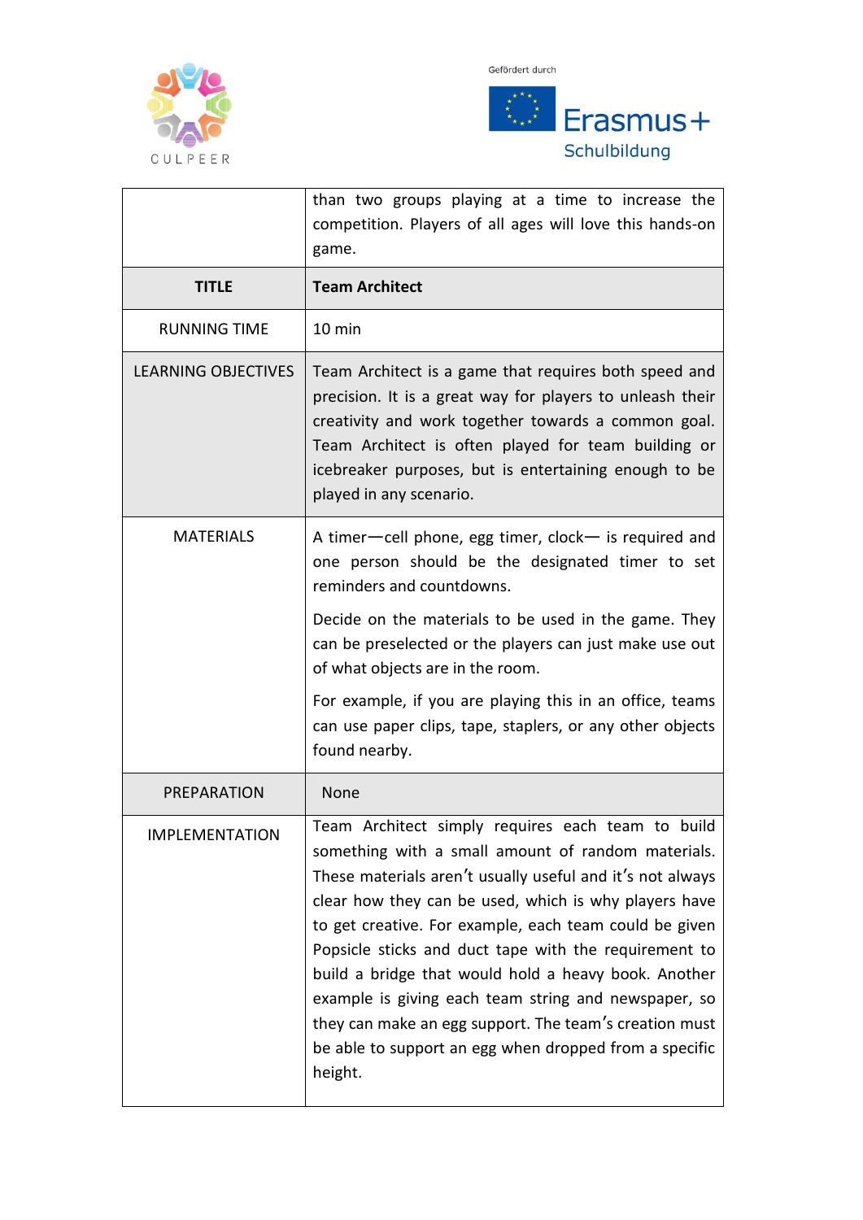|  |  |
|---|---|
|  | than two groups playing at a time to increase the competition. Players of all ages will love this hands-on game. |
| **TITLE** | **Team Architect** |
| RUNNING TIME | 10 min |
| LEARNING OBJECTIVES | Team Architect is a game that requires both speed and precision. It is a great way for players to unleash their creativity and work together towards a common goal. Team Architect is often played for team building or icebreaker purposes, but is entertaining enough to be played in any scenario. |
| MATERIALS | A timer—cell phone, egg timer, clock— is required and one person should be the designated timer to set reminders and countdowns.<br><br>Decide on the materials to be used in the game. They can be preselected or the players can just make use out of what objects are in the room.<br><br>For example, if you are playing this in an office, teams can use paper clips, tape, staplers, or any other objects found nearby. |
| PREPARATION | None |
| IMPLEMENTATION | Team Architect simply requires each team to build something with a small amount of random materials. These materials aren't usually useful and it's not always clear how they can be used, which is why players have to get creative. For example, each team could be given Popsicle sticks and duct tape with the requirement to build a bridge that would hold a heavy book. Another example is giving each team string and newspaper, so they can make an egg support. The team's creation must be able to support an egg when dropped from a specific height. |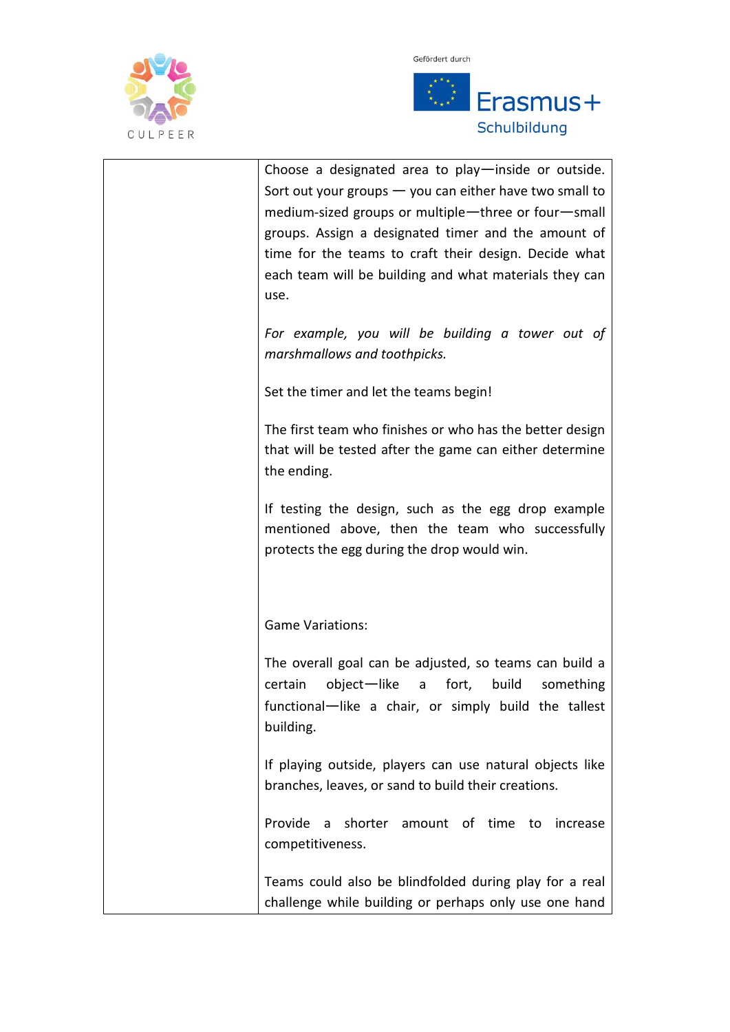|  | Choose a designated area to play—inside or outside. Sort out your groups — you can either have two small to medium-sized groups or multiple—three or four—small groups. Assign a designated timer and the amount of time for the teams to craft their design. Decide what each team will be building and what materials they can use.<br><br>*For example, you will be building a tower out of marshmallows and toothpicks.*<br><br>Set the timer and let the teams begin!<br><br>The first team who finishes or who has the better design that will be tested after the game can either determine the ending.<br><br>If testing the design, such as the egg drop example mentioned above, then the team who successfully protects the egg during the drop would win.<br><br><br>Game Variations:<br><br>The overall goal can be adjusted, so teams can build a certain object—like a fort, build something functional—like a chair, or simply build the tallest building.<br><br>If playing outside, players can use natural objects like branches, leaves, or sand to build their creations.<br><br>Provide a shorter amount of time to increase competitiveness.<br><br>Teams could also be blindfolded during play for a real challenge while building or perhaps only use one hand |
|---|---|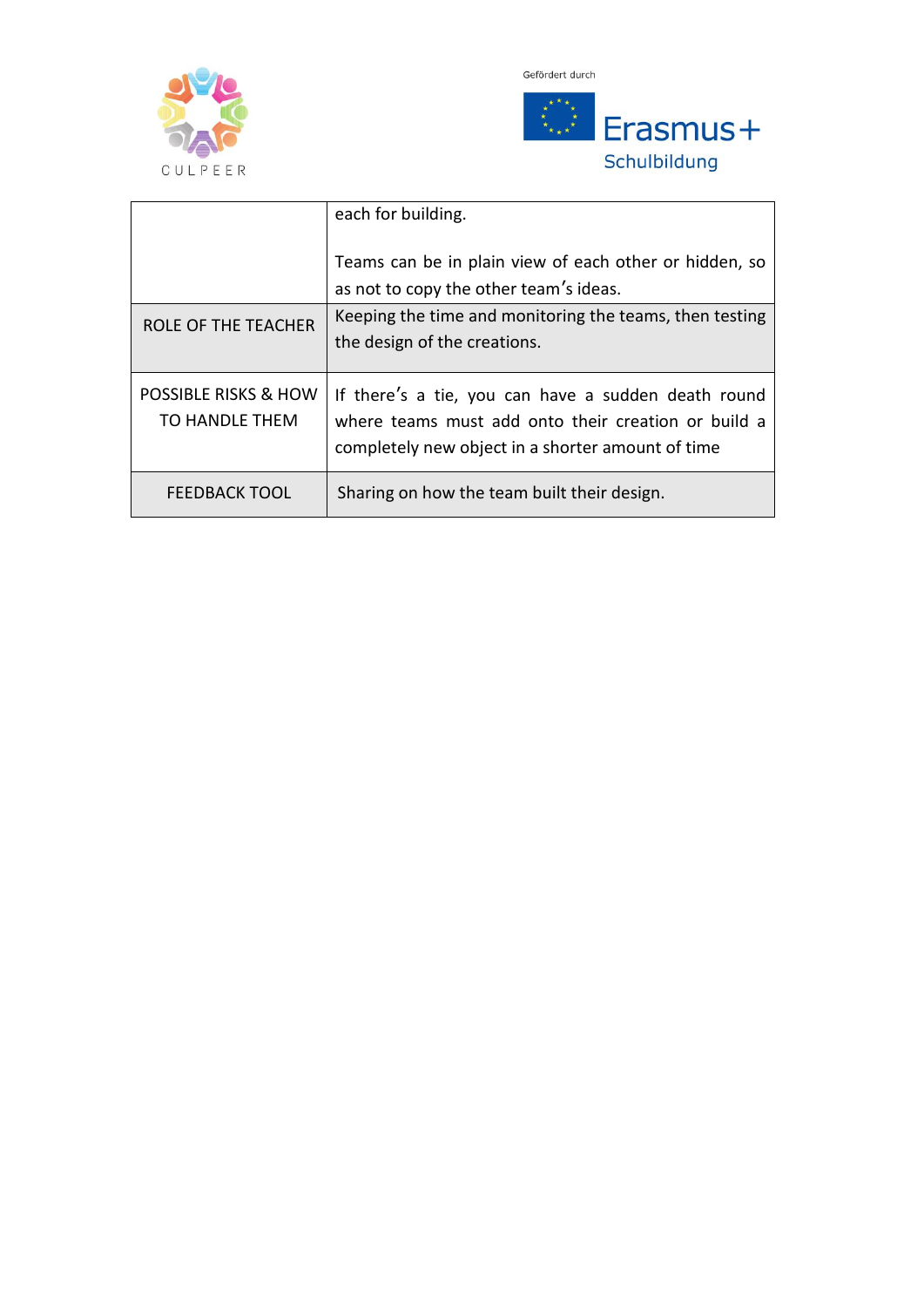| | |
|---|---|
| | each for building.<br><br>Teams can be in plain view of each other or hidden, so as not to copy the other team's ideas. |
| ROLE OF THE TEACHER | Keeping the time and monitoring the teams, then testing the design of the creations. |
| POSSIBLE RISKS & HOW TO HANDLE THEM | If there's a tie, you can have a sudden death round where teams must add onto their creation or build a completely new object in a shorter amount of time |
| FEEDBACK TOOL | Sharing on how the team built their design. |